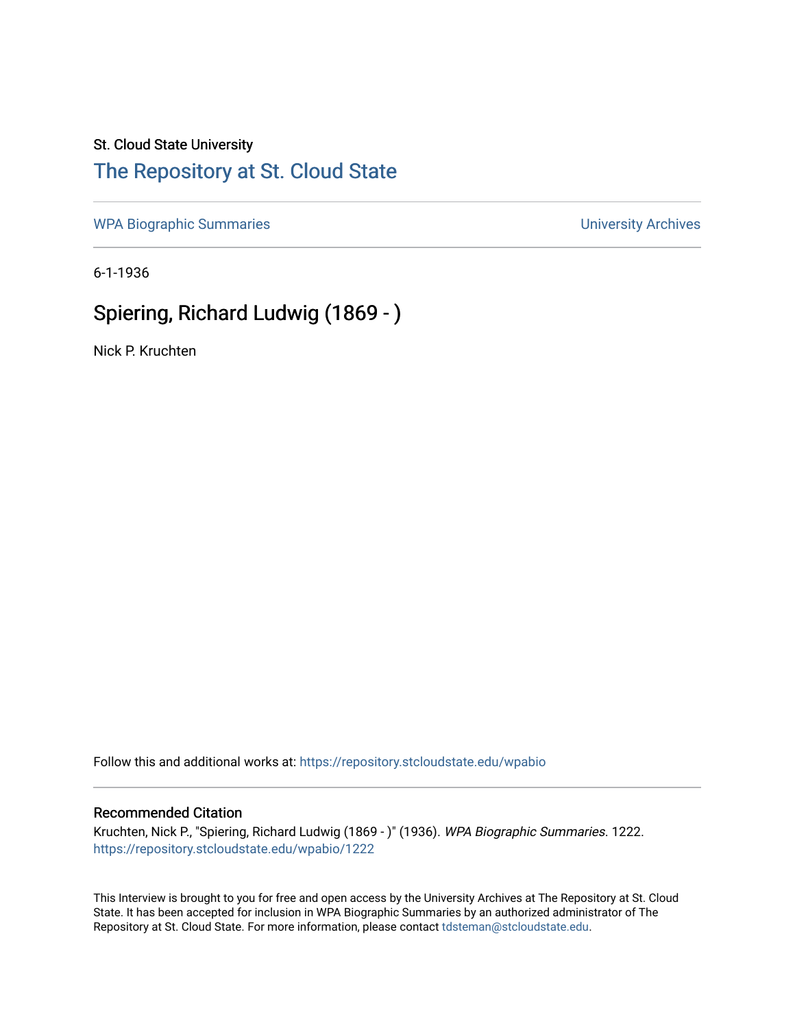St. Cloud State University

## The Repository at St. Cloud State

WPA Biographic Summaries

University Archives

6-1-1936

# Spiering, Richard Ludwig (1869 - )

Nick P. Kruchten

Follow this and additional works at: https://repository.stcloudstate.edu/wpabio

### Recommended Citation

Kruchten, Nick P., "Spiering, Richard Ludwig (1869 - )" (1936). *WPA Biographic Summaries*. 1222.
https://repository.stcloudstate.edu/wpabio/1222

This Interview is brought to you for free and open access by the University Archives at The Repository at St. Cloud State. It has been accepted for inclusion in WPA Biographic Summaries by an authorized administrator of The Repository at St. Cloud State. For more information, please contact tdsteman@stcloudstate.edu.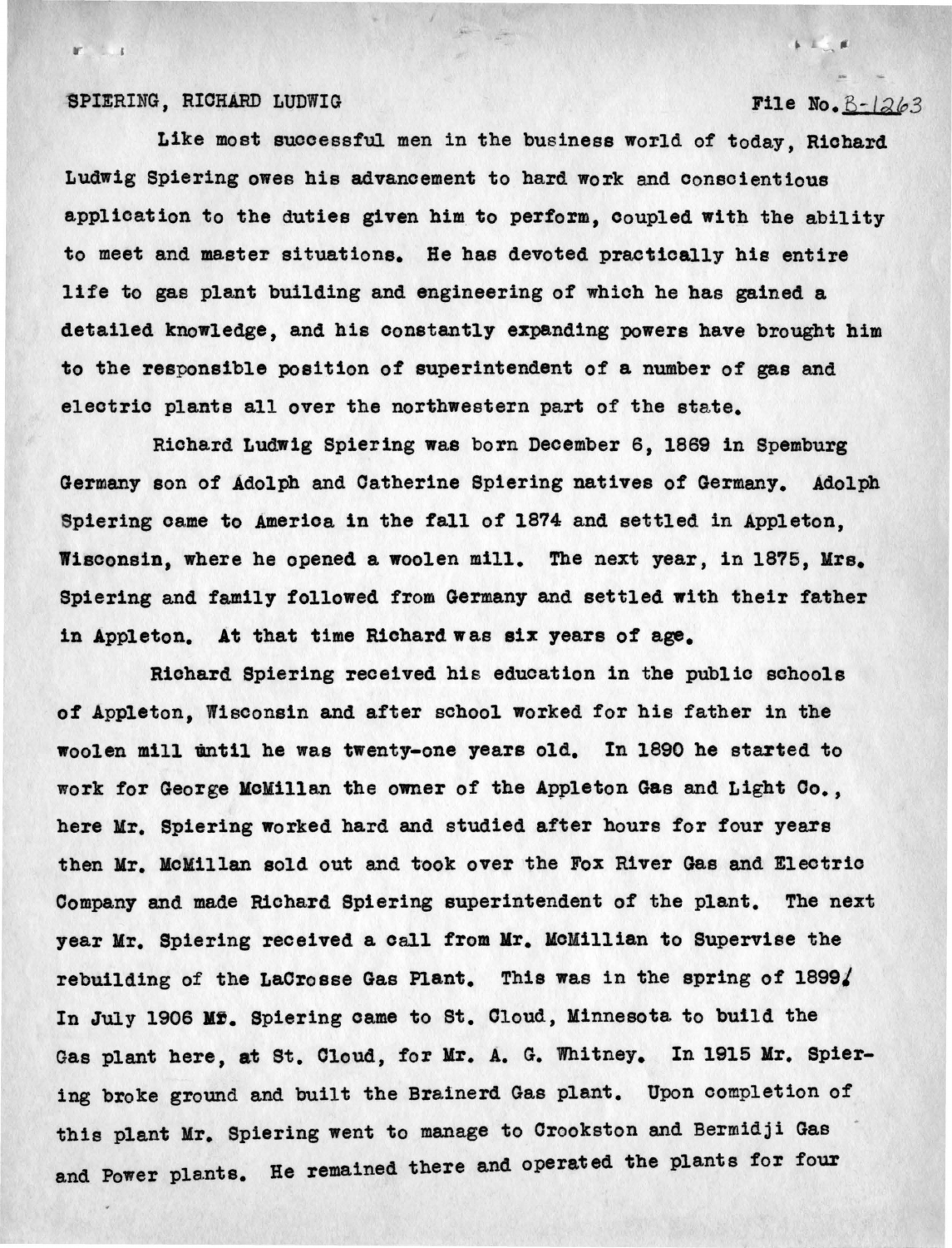SPIERING, RICHARD LUDWIG File No. B-1263

Like most successful men in the business world of today, Richard Ludwig Spiering owes his advancement to hard work and conscientious application to the duties given him to perform, coupled with the ability to meet and master situations. He has devoted practically his entire life to gas plant building and engineering of which he has gained a detailed knowledge, and his constantly expanding powers have brought him to the responsible position of superintendent of a number of gas and electric plants all over the northwestern part of the state.

Richard Ludwig Spiering was born December 6, 1869 in Spemburg Germany son of Adolph and Catherine Spiering natives of Germany. Adolph Spiering came to America in the fall of 1874 and settled in Appleton, Wisconsin, where he opened a woolen mill. The next year, in 1875, Mrs. Spiering and family followed from Germany and settled with their father in Appleton. At that time Richard was six years of age.

Richard Spiering received his education in the public schools of Appleton, Wisconsin and after school worked for his father in the woolen mill until he was twenty-one years old. In 1890 he started to work for George McMillan the owner of the Appleton Gas and Light Co., here Mr. Spiering worked hard and studied after hours for four years then Mr. McMillan sold out and took over the Fox River Gas and Electric Company and made Richard Spiering superintendent of the plant. The next year Mr. Spiering received a call from Mr. McMillian to Supervise the rebuilding of the LaCrosse Gas Plant. This was in the spring of 1899. In July 1906 Mr. Spiering came to St. Cloud, Minnesota to build the Gas plant here, at St. Cloud, for Mr. A. G. Whitney. In 1915 Mr. Spiering broke ground and built the Brainerd Gas plant. Upon completion of this plant Mr. Spiering went to manage to Crookston and Bermidji Gas and Power plants. He remained there and operated the plants for four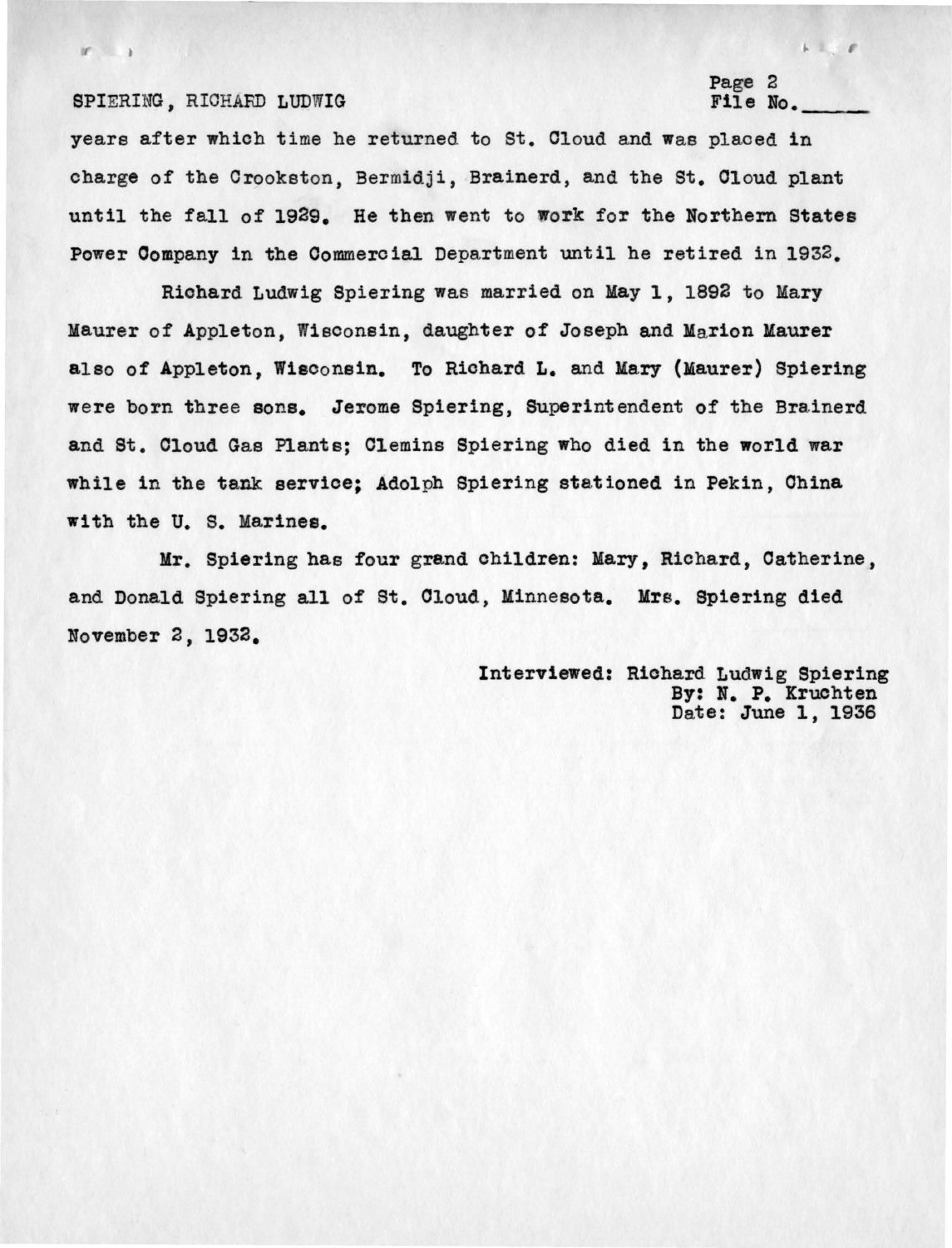years after which time he returned to St. Cloud and was placed in charge of the Crookston, Bermidji, Brainerd, and the St. Cloud plant until the fall of 1929. He then went to work for the Northern States Power Company in the Commercial Department until he retired in 1932.

Richard Ludwig Spiering was married on May 1, 1892 to Mary Maurer of Appleton, Wisconsin, daughter of Joseph and Marion Maurer also of Appleton, Wisconsin. To Richard L. and Mary (Maurer) Spiering were born three sons. Jerome Spiering, Superintendent of the Brainerd and St. Cloud Gas Plants; Clemins Spiering who died in the world war while in the tank service; Adolph Spiering stationed in Pekin, China with the U. S. Marines.

Mr. Spiering has four grand children: Mary, Richard, Catherine, and Donald Spiering all of St. Cloud, Minnesota. Mrs. Spiering died November 2, 1932.

Interviewed: Richard Ludwig Spiering
By: N. P. Kruchten
Date: June 1, 1936